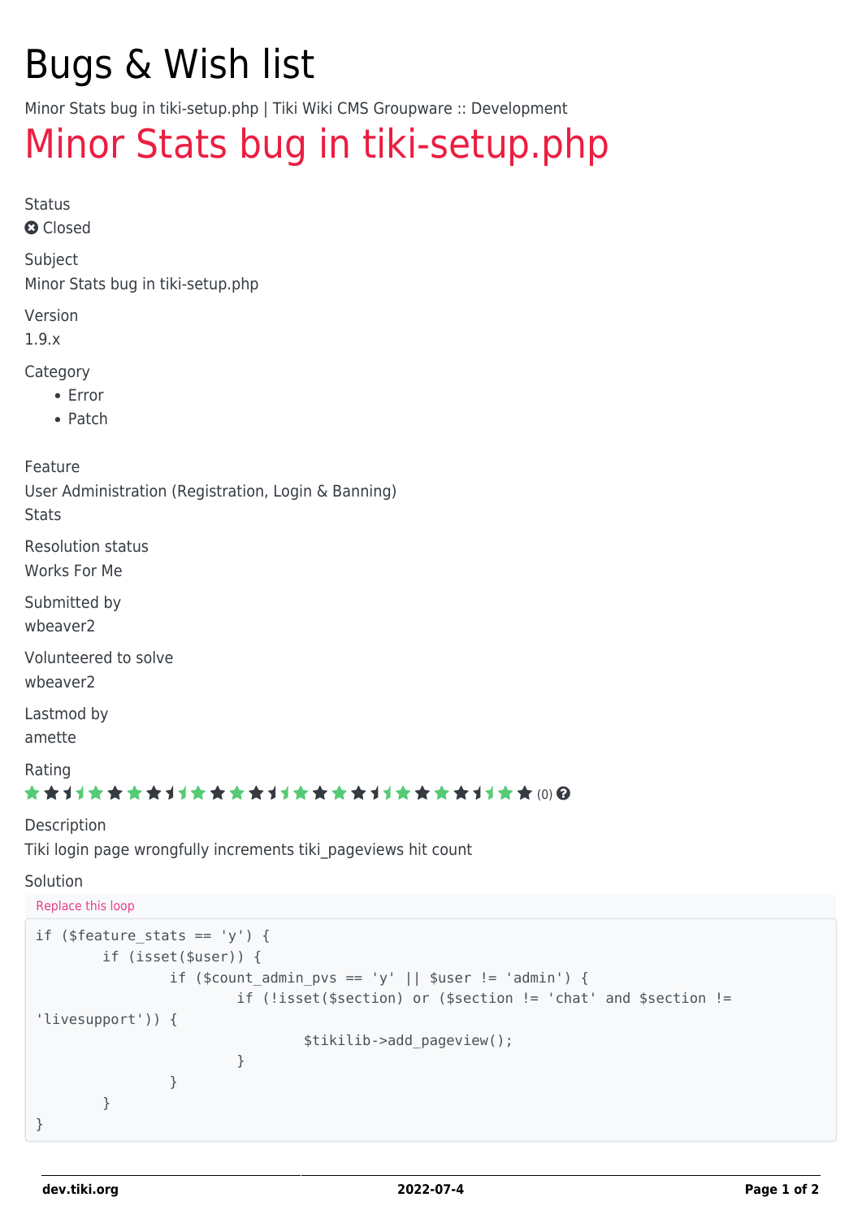# Bugs & Wish list

Minor Stats bug in tiki-setup.php | Tiki Wiki CMS Groupware :: Development

# Minor Stats bug in tiki-setup.php

Status

Closed

Subject

Minor Stats bug in tiki-setup.php

Version

1.9.x

Category

- Error
- Patch

Feature

User Administration (Registration, Login & Banning)
Stats

Resolution status

Works For Me

Submitted by

wbeaver2

Volunteered to solve

wbeaver2

Lastmod by

amette

Rating

(0)

Description

Tiki login page wrongfully increments tiki_pageviews hit count

Solution

Replace this loop

```
if ($feature_stats == 'y') {
        if (isset($user)) {
                if ($count_admin_pvs == 'y' || $user != 'admin') {
                        if (!isset($section) or ($section != 'chat' and $section != 
'livesupport')) {
                                $tikilib->add_pageview();
                        }
                }
        }
}
```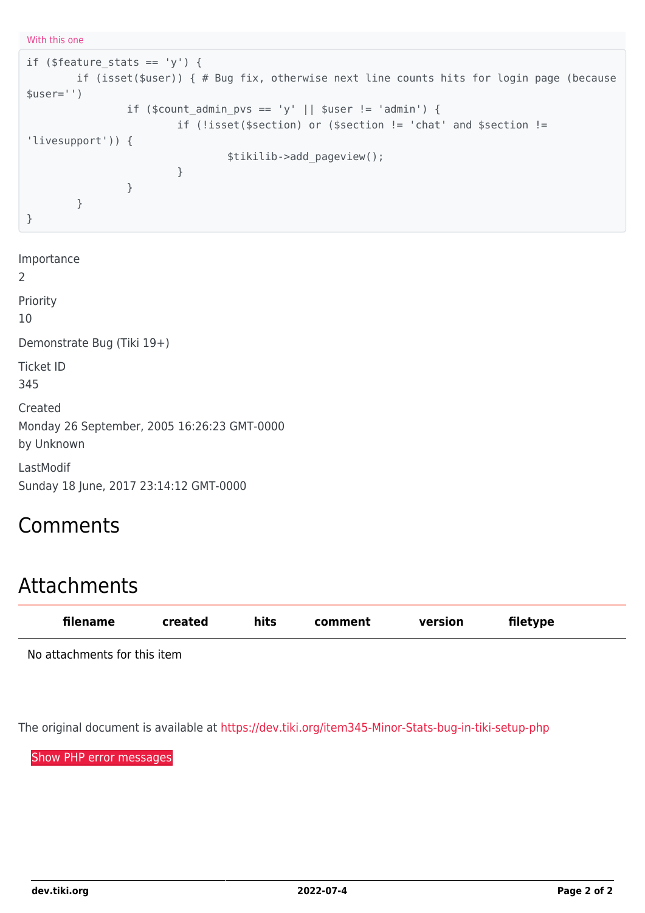With this one

```
if ($feature_stats == 'y') {
        if (isset($user)) { # Bug fix, otherwise next line counts hits for login page (because $user='')
                if ($count_admin_pvs == 'y' || $user != 'admin') {
                        if (!isset($section) or ($section != 'chat' and $section != 'livesupport')) {
                                $tikilib->add_pageview();
                        }
                }
        }
}
```

Importance
2

Priority
10

Demonstrate Bug (Tiki 19+)

Ticket ID
345

Created
Monday 26 September, 2005 16:26:23 GMT-0000
by Unknown

LastModif
Sunday 18 June, 2017 23:14:12 GMT-0000

## Comments

## Attachments

| filename | created | hits | comment | version | filetype |
|---|---|---|---|---|---|
| No attachments for this item | | | | | |

The original document is available at https://dev.tiki.org/item345-Minor-Stats-bug-in-tiki-setup-php

Show PHP error messages